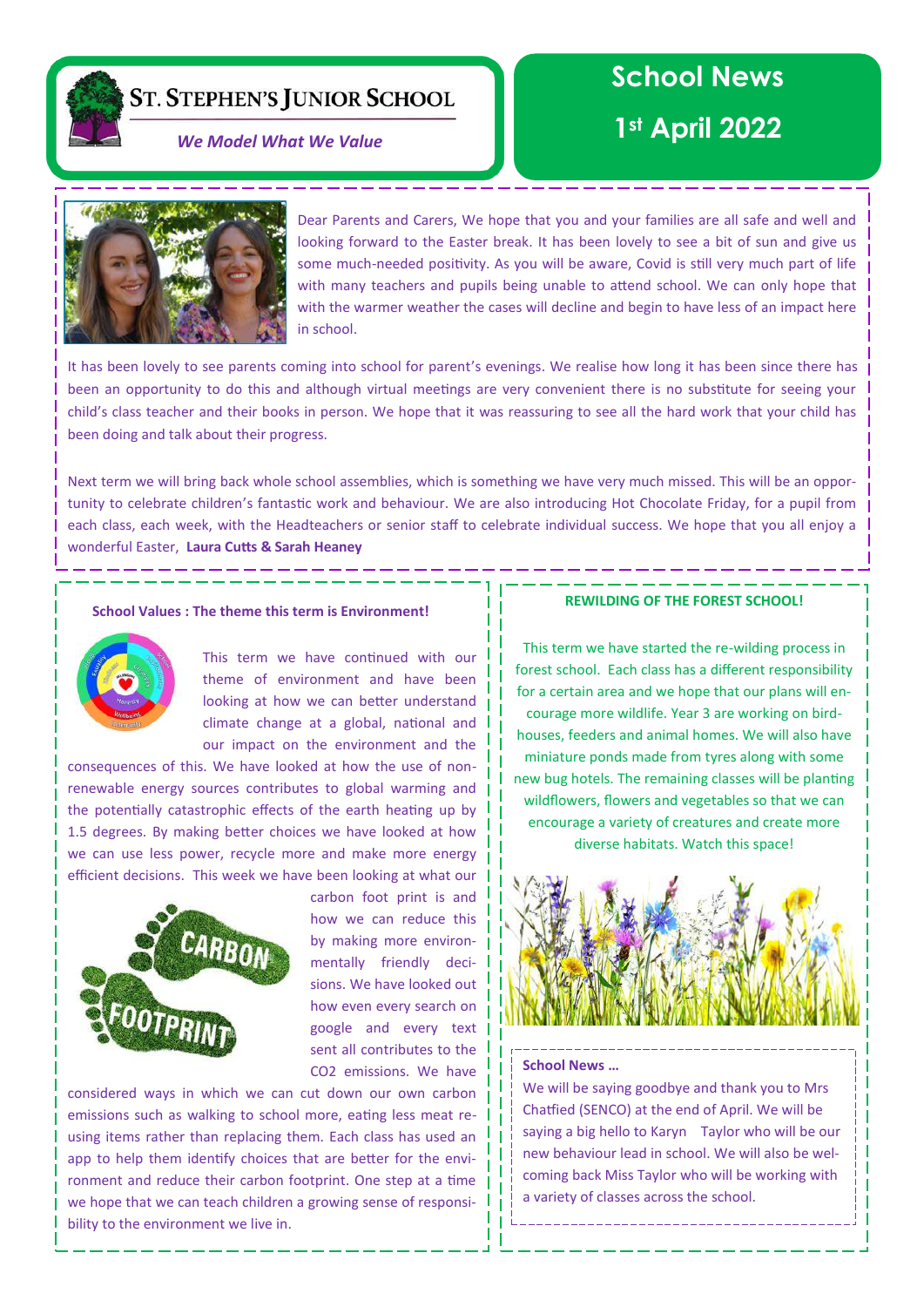# ST. STEPHEN'S JUNIOR SCHOOL

*We Model What We Value*

# School News

# 1st April 2022

Dear Parents and Carers, We hope that you and your families are all safe and well and looking forward to the Easter break. It has been lovely to see a bit of sun and give us some much-needed positivity. As you will be aware, Covid is still very much part of life with many teachers and pupils being unable to attend school. We can only hope that with the warmer weather the cases will decline and begin to have less of an impact here in school.

It has been lovely to see parents coming into school for parent's evenings. We realise how long it has been since there has been an opportunity to do this and although virtual meetings are very convenient there is no substitute for seeing your child's class teacher and their books in person. We hope that it was reassuring to see all the hard work that your child has been doing and talk about their progress.

Next term we will bring back whole school assemblies, which is something we have very much missed. This will be an opportunity to celebrate children's fantastic work and behaviour. We are also introducing Hot Chocolate Friday, for a pupil from each class, each week, with the Headteachers or senior staff to celebrate individual success. We hope that you all enjoy a wonderful Easter, **Laura Cutts & Sarah Heaney**

### School Values : The theme this term is Environment!

This term we have continued with our theme of environment and have been looking at how we can better understand climate change at a global, national and our impact on the environment and the consequences of this. We have looked at how the use of non-renewable energy sources contributes to global warming and the potentially catastrophic effects of the earth heating up by 1.5 degrees. By making better choices we have looked at how we can use less power, recycle more and make more energy efficient decisions. This week we have been looking at what our carbon foot print is and how we can reduce this by making more environmentally friendly decisions. We have looked out how even every search on google and every text sent all contributes to the $CO_2$ emissions. We have considered ways in which we can cut down our own carbon emissions such as walking to school more, eating less meat re-using items rather than replacing them. Each class has used an app to help them identify choices that are better for the environment and reduce their carbon footprint. One step at a time we hope that we can teach children a growing sense of responsibility to the environment we live in.

### REWILDING OF THE FOREST SCHOOL!

This term we have started the re-wilding process in forest school. Each class has a different responsibility for a certain area and we hope that our plans will encourage more wildlife. Year 3 are working on bird-houses, feeders and animal homes. We will also have miniature ponds made from tyres along with some new bug hotels. The remaining classes will be planting wildflowers, flowers and vegetables so that we can encourage a variety of creatures and create more diverse habitats. Watch this space!

### School News …

We will be saying goodbye and thank you to Mrs Chatfied (SENCO) at the end of April. We will be saying a big hello to Karyn Taylor who will be our new behaviour lead in school. We will also be welcoming back Miss Taylor who will be working with a variety of classes across the school.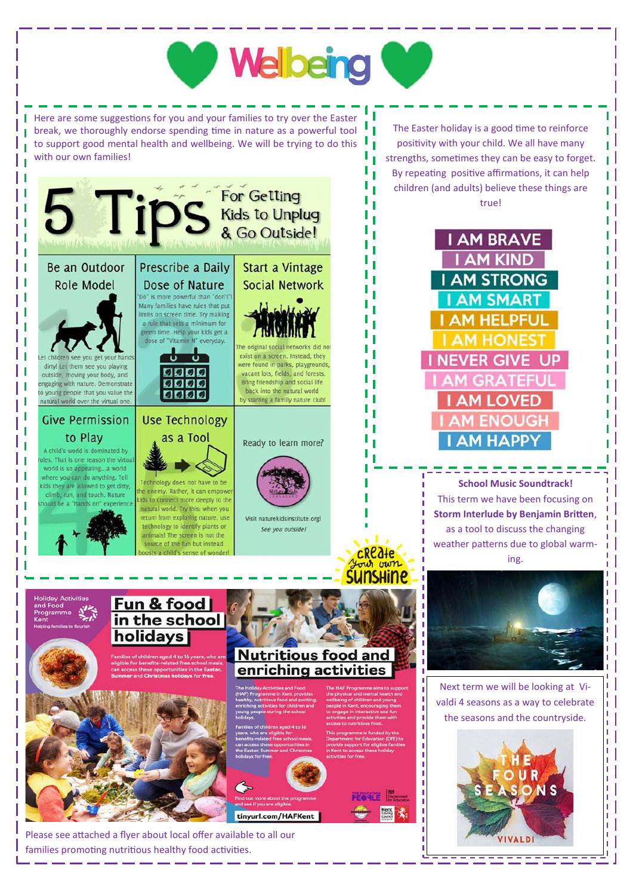# Wellbeing

Here are some suggestions for you and your families to try over the Easter break, we thoroughly endorse spending time in nature as a powerful tool to support good mental health and wellbeing. We will be trying to do this with our own families!

## 5 Tips For Getting Kids to Unplug & Go Outside!

**Be an Outdoor Role Model**

Let children see you get your hands dirty! Let them see you playing outside, moving your body, and engaging with nature. Demonstrate to young people that you value the natural world over the virtual one.

**Prescribe a Daily Dose of Nature**

"Do" is more powerful than "don't"! Many families have rules that put limits on screen time. Try making a rule that sets a minimum for green time. Help your kids get a dose of "Vitamin N" everyday.

**Start a Vintage Social Network**

The original social networks did not exist on a screen. Instead, they were found in parks, playgrounds, vacant lots, fields, and forests. Bring friendship and social life back into the natural world by starting a family nature club!

**Give Permission to Play**

A child's world is dominated by rules. That is one reason the virtual world is so appealing...a world where you can do anything. Tell kids they are allowed to get dirty, climb, run, and touch. Nature should be a "hands on" experience.

**Use Technology as a Tool**

Technology does not have to be the enemy. Rather, it can empower kids to connect more deeply to the natural world. Try this: when you return from exploring nature, use technology to identify plants or animals! The screen is not the source of the fun but instead boosts a child's sense of wonder!

Ready to learn more?

Visit naturekidsinstitute.org!

*See you outside!*

The Easter holiday is a good time to reinforce positivity with your child. We all have many strengths, sometimes they can be easy to forget. By repeating positive affirmations, it can help children (and adults) believe these things are true!

I AM BRAVE
I AM KIND
I AM STRONG
I AM SMART
I AM HELPFUL
I AM HONEST
I NEVER GIVE UP
I AM GRATEFUL
I AM LOVED
I AM ENOUGH
I AM HAPPY

**School Music Soundtrack!**

This term we have been focusing on **Storm Interlude by Benjamin Britten**, as a tool to discuss the changing weather patterns due to global warming.

Next term we will be looking at Vivaldi 4 seasons as a way to celebrate the seasons and the countryside.

Create your own sunshine

## Fun & food in the school holidays

Holiday Activities and Food Programme Kent — Helping families to flourish

Families of children aged 4 to 16 years, who are eligible for benefits-related free school meals, can access these opportunities in the Easter, Summer and Christmas holidays for free.

### Nutritious food and enriching activities

The Holiday Activities and Food (HAF) Programme in Kent provides healthy, nutritious food and exciting, enriching activities for children and young people during the school holidays.

Families of children aged 4 to 16 years, who are eligible for benefits-related free school meals, can access these opportunities in the Easter, Summer and Christmas holidays for free.

The HAF Programme aims to support the physical and mental health and wellbeing of children and young people in Kent, encouraging them to engage in interactive and fun activities and provide them with access to nutritious food.

This programme is funded by the Department for Education (DfE) to provide support for eligible families in Kent to access these holiday activities for free.

Find out more about the programme and see if you are eligible.

tinyurl.com/HAFKent

Please see attached a flyer about local offer available to all our families promoting nutritious healthy food activities.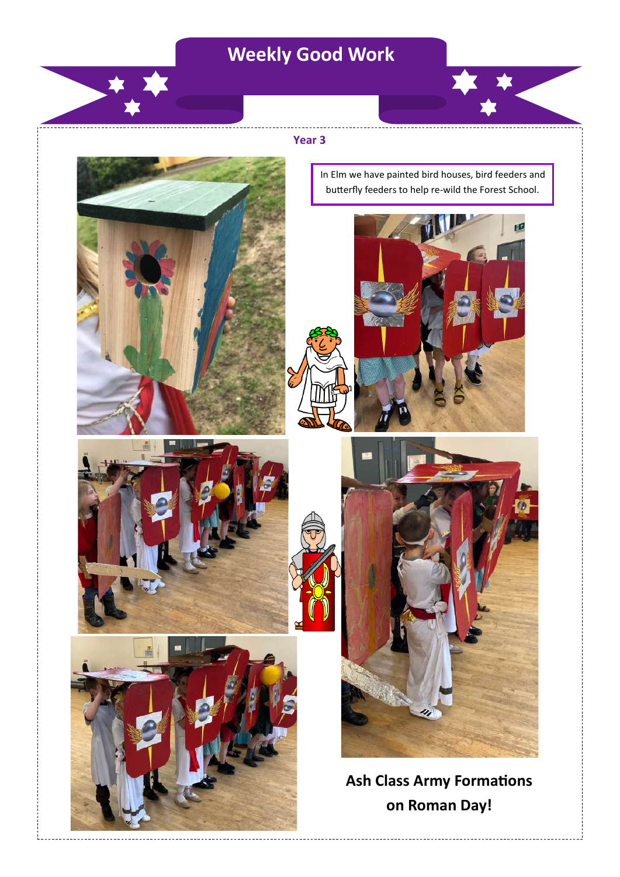# Weekly Good Work

## Year 3

In Elm we have painted bird houses, bird feeders and butterfly feeders to help re-wild the Forest School.

**Ash Class Army Formations on Roman Day!**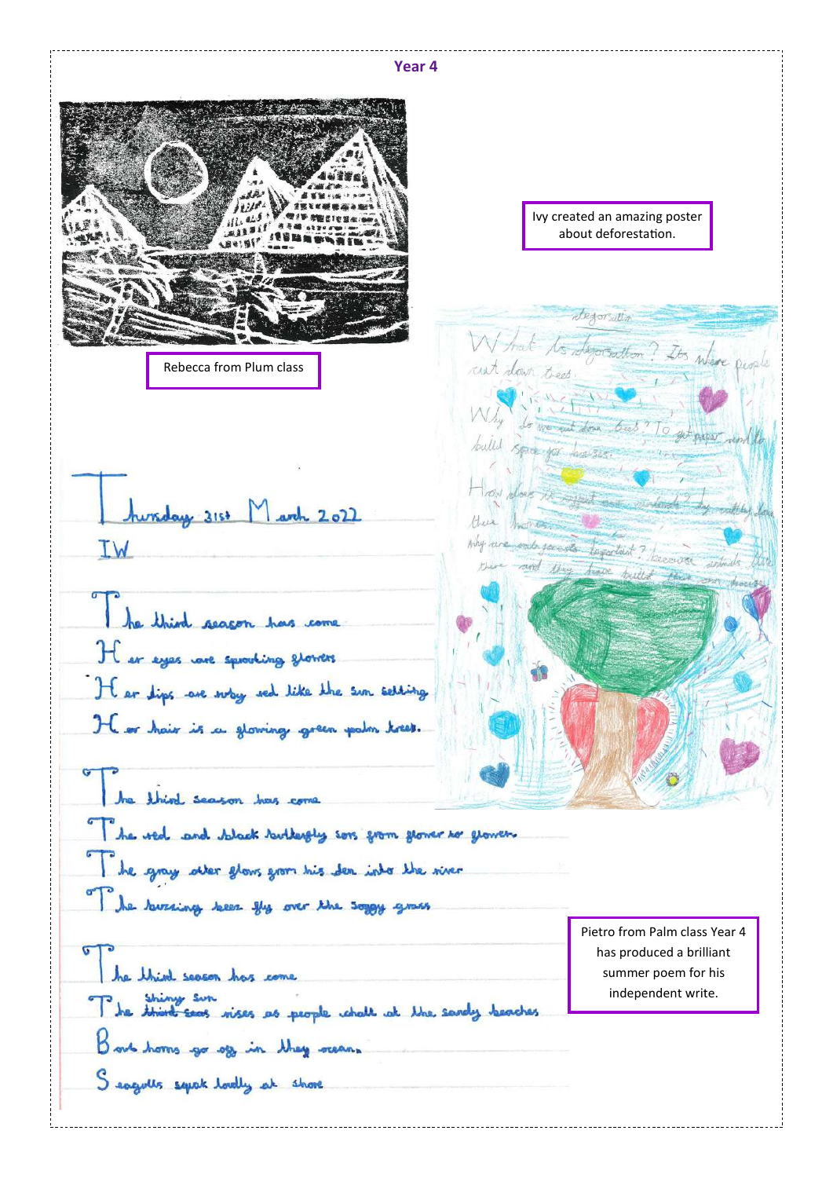## Year 4

Rebecca from Plum class

Ivy created an amazing poster about deforestation.

Thursday 31st March 2022

IW

The third season has come
Her eyes are sparkling flowers
Her lips are ruby red like the sun setting
Her hair is a glowing green palm trees.

The third season has come
The red and black butterfly sors from flower to flower.
The gray otter glows from his den into the river
The buzzing bees fly over the soggy grass

The third season has come
The shiny sun rises as people chall at the sandy beaches
Boat horns go off in thay ocean.
Seagulls squak loudly at shore

Pietro from Palm class Year 4 has produced a brilliant summer poem for his independent write.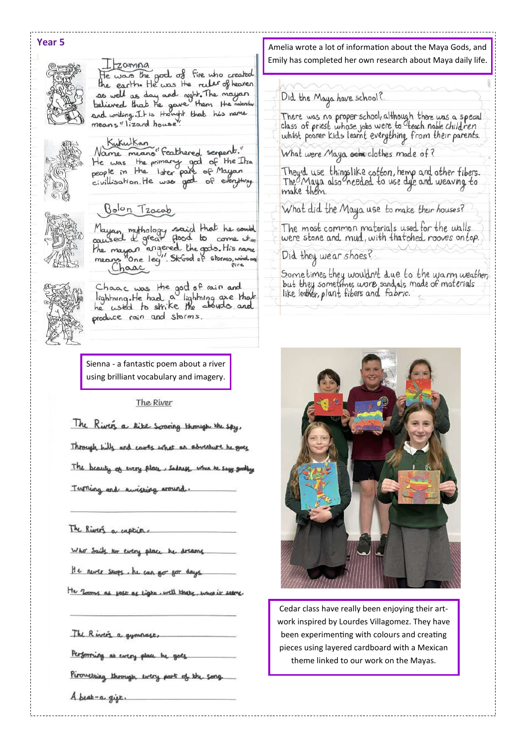## Year 5

Amelia wrote a lot of information about the Maya Gods, and Emily has completed her own research about Maya daily life.

**Itzamna**

He was the god of fire who created the earth. He was the ruler of heaven as well as day and night. The mayan believed that he gave them the calendar and writing. It is thought that his name means "lizard house".

**Kukulkan**

Name means "Feathered serpent." He was the primary god of the Itza people in the later part of Mayan civilisation. He was god of everything.

**Bolon Tzacab**

Mayan mythology said that he could caused a great flood to come when the mayan angered the gods. His name means "One leg". Sk-God of storms, wind and fire

**Chaac**

Chaac was the god of rain and lightning. He had a lightning axe that he used to strike the clouds and produce rain and storms.

**Did the Maya have school?**

There was no proper school, although there was a special class of priest whose jobs were to teach noble children whilst poorer kids learnt everything from their parents.

**What were Maya clothes made of?**

They'd use things like cotton, hemp and other fibers. The Maya also needed to use dye and weaving to make them.

**What did the Maya use to make their houses?**

The most common materials used for the walls were stone and mud, with thatched rooves on top.

**Did they wear shoes?**

Sometimes they wouldn't due to the warm weather, but they sometimes wore sandals made of materials like leather, plant fibers and fabric.

Sienna - a fantastic poem about a river using brilliant vocabulary and imagery.

**The River**

The River's a kite soaring through the sky,
Through hills and caves what an adventure he goes
The beauty of every place, sadness when he says goodbye
Turning and twisting around.

The River's a captain,
Who sails to every place he dreams
He never stops, he can go for days
He zooms as fast as light, well that's what it seems.

The River's a gymnast,
Performing at every place he goes
Pirouetting through every part of the song
A beat-a gig.

Cedar class have really been enjoying their art-work inspired by Lourdes Villagomez. They have been experimenting with colours and creating pieces using layered cardboard with a Mexican theme linked to our work on the Mayas.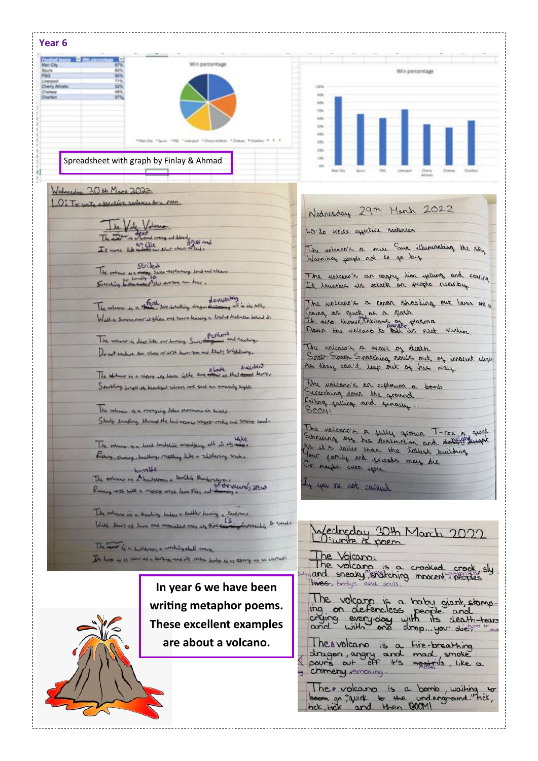## Year 6

Win percentage

Win percentage

Spreadsheet with graph by Finlay & Ahmad

Wednesday 29th March 2022

LO: to write effective sentences

The volcano's a mini Sun illuminating the sky
Warning people not to go by

The volcano's an angry lion yelling and roaring
It launches its attack on people nearby

The volcano's a canon shooting out lava and
Going as quick as a flash
It also throws out streams of plasma
Down the volcano to murder its next victim.

The volcano's a wave of death
Snap Snatching souls out of innocent
As they can't leap out of his way

The volcano's an explosion, a bomb
Screeching down the ground
Falling, falling and finally . . .
BOOM!

The volcano's a fully-grown T-rex a giant
Showing off his destruction and
As it's taller than the tallest building
Your family and friends may die
Or maybe even you.

If you're not careful

Wednesday 30th March 2022

LO: write a poem.

The Volcano:

The volcano is a crooked crook, sly and sneaky, snatching innocent peoples bodys and souls.

The volcano is a baby giant, stomping on defenceless people and crying every day with its death-tears and with one drop... you die

The volcano is a fire-breathing dragon, angry and mad, smoke pours out off it's nostrils, like a chimney smoking.

The volcano is a bomb, waiting to go, quick to the underground "tick, tick, tick and then BOOM!

**In year 6 we have been writing metaphor poems. These excellent examples are about a volcano.**